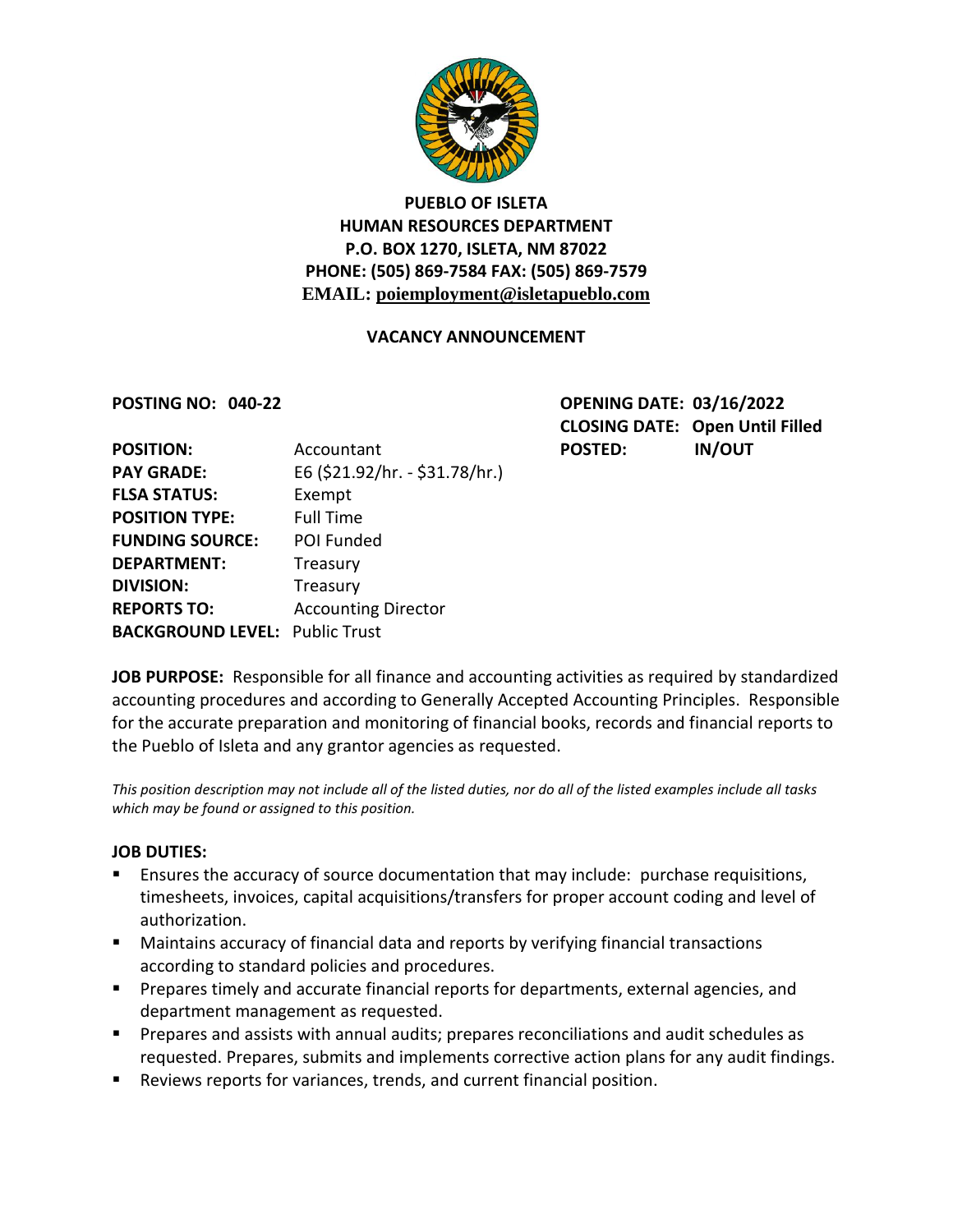**PUEBLO OF ISLETA**
**HUMAN RESOURCES DEPARTMENT**
**P.O. BOX 1270, ISLETA, NM 87022**
**PHONE: (505) 869-7584 FAX: (505) 869-7579**
**EMAIL: poiemployment@isletapueblo.com**

**VACANCY ANNOUNCEMENT**

**POSTING NO: 040-22**

**OPENING DATE: 03/16/2022**
**CLOSING DATE: Open Until Filled**
**POSTED: IN/OUT**

**POSITION:** Accountant
**PAY GRADE:** E6 ($21.92/hr. - $31.78/hr.)
**FLSA STATUS:** Exempt
**POSITION TYPE:** Full Time
**FUNDING SOURCE:** POI Funded
**DEPARTMENT:** Treasury
**DIVISION:** Treasury
**REPORTS TO:** Accounting Director
**BACKGROUND LEVEL:** Public Trust

**JOB PURPOSE:** Responsible for all finance and accounting activities as required by standardized accounting procedures and according to Generally Accepted Accounting Principles. Responsible for the accurate preparation and monitoring of financial books, records and financial reports to the Pueblo of Isleta and any grantor agencies as requested.

*This position description may not include all of the listed duties, nor do all of the listed examples include all tasks which may be found or assigned to this position.*

**JOB DUTIES:**

- Ensures the accuracy of source documentation that may include: purchase requisitions, timesheets, invoices, capital acquisitions/transfers for proper account coding and level of authorization.
- Maintains accuracy of financial data and reports by verifying financial transactions according to standard policies and procedures.
- Prepares timely and accurate financial reports for departments, external agencies, and department management as requested.
- Prepares and assists with annual audits; prepares reconciliations and audit schedules as requested. Prepares, submits and implements corrective action plans for any audit findings.
- Reviews reports for variances, trends, and current financial position.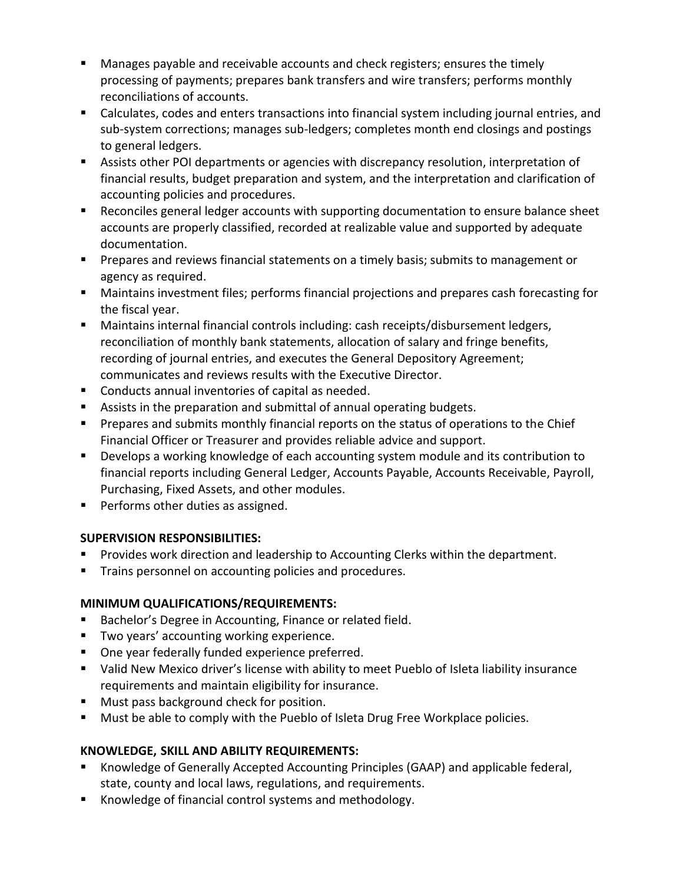- Manages payable and receivable accounts and check registers; ensures the timely processing of payments; prepares bank transfers and wire transfers; performs monthly reconciliations of accounts.
- Calculates, codes and enters transactions into financial system including journal entries, and sub-system corrections; manages sub-ledgers; completes month end closings and postings to general ledgers.
- Assists other POI departments or agencies with discrepancy resolution, interpretation of financial results, budget preparation and system, and the interpretation and clarification of accounting policies and procedures.
- Reconciles general ledger accounts with supporting documentation to ensure balance sheet accounts are properly classified, recorded at realizable value and supported by adequate documentation.
- Prepares and reviews financial statements on a timely basis; submits to management or agency as required.
- Maintains investment files; performs financial projections and prepares cash forecasting for the fiscal year.
- Maintains internal financial controls including: cash receipts/disbursement ledgers, reconciliation of monthly bank statements, allocation of salary and fringe benefits, recording of journal entries, and executes the General Depository Agreement; communicates and reviews results with the Executive Director.
- Conducts annual inventories of capital as needed.
- Assists in the preparation and submittal of annual operating budgets.
- Prepares and submits monthly financial reports on the status of operations to the Chief Financial Officer or Treasurer and provides reliable advice and support.
- Develops a working knowledge of each accounting system module and its contribution to financial reports including General Ledger, Accounts Payable, Accounts Receivable, Payroll, Purchasing, Fixed Assets, and other modules.
- Performs other duties as assigned.

**SUPERVISION RESPONSIBILITIES:**

- Provides work direction and leadership to Accounting Clerks within the department.
- Trains personnel on accounting policies and procedures.

**MINIMUM QUALIFICATIONS/REQUIREMENTS:**

- Bachelor's Degree in Accounting, Finance or related field.
- Two years' accounting working experience.
- One year federally funded experience preferred.
- Valid New Mexico driver's license with ability to meet Pueblo of Isleta liability insurance requirements and maintain eligibility for insurance.
- Must pass background check for position.
- Must be able to comply with the Pueblo of Isleta Drug Free Workplace policies.

**KNOWLEDGE, SKILL AND ABILITY REQUIREMENTS:**

- Knowledge of Generally Accepted Accounting Principles (GAAP) and applicable federal, state, county and local laws, regulations, and requirements.
- Knowledge of financial control systems and methodology.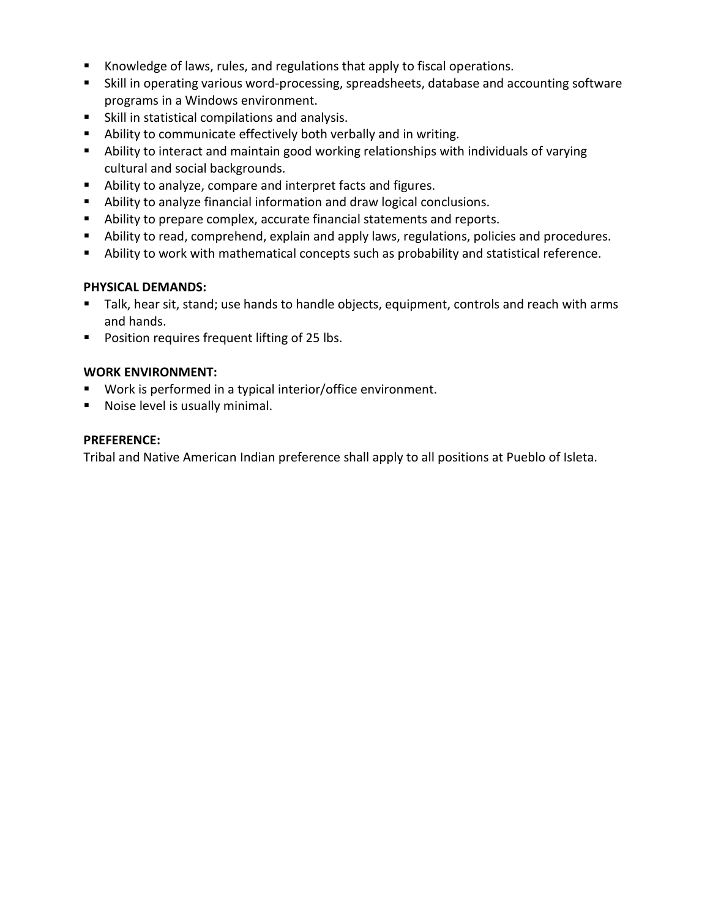- Knowledge of laws, rules, and regulations that apply to fiscal operations.
- Skill in operating various word-processing, spreadsheets, database and accounting software programs in a Windows environment.
- Skill in statistical compilations and analysis.
- Ability to communicate effectively both verbally and in writing.
- Ability to interact and maintain good working relationships with individuals of varying cultural and social backgrounds.
- Ability to analyze, compare and interpret facts and figures.
- Ability to analyze financial information and draw logical conclusions.
- Ability to prepare complex, accurate financial statements and reports.
- Ability to read, comprehend, explain and apply laws, regulations, policies and procedures.
- Ability to work with mathematical concepts such as probability and statistical reference.

**PHYSICAL DEMANDS:**

- Talk, hear sit, stand; use hands to handle objects, equipment, controls and reach with arms and hands.
- Position requires frequent lifting of 25 lbs.

**WORK ENVIRONMENT:**

- Work is performed in a typical interior/office environment.
- Noise level is usually minimal.

**PREFERENCE:**

Tribal and Native American Indian preference shall apply to all positions at Pueblo of Isleta.